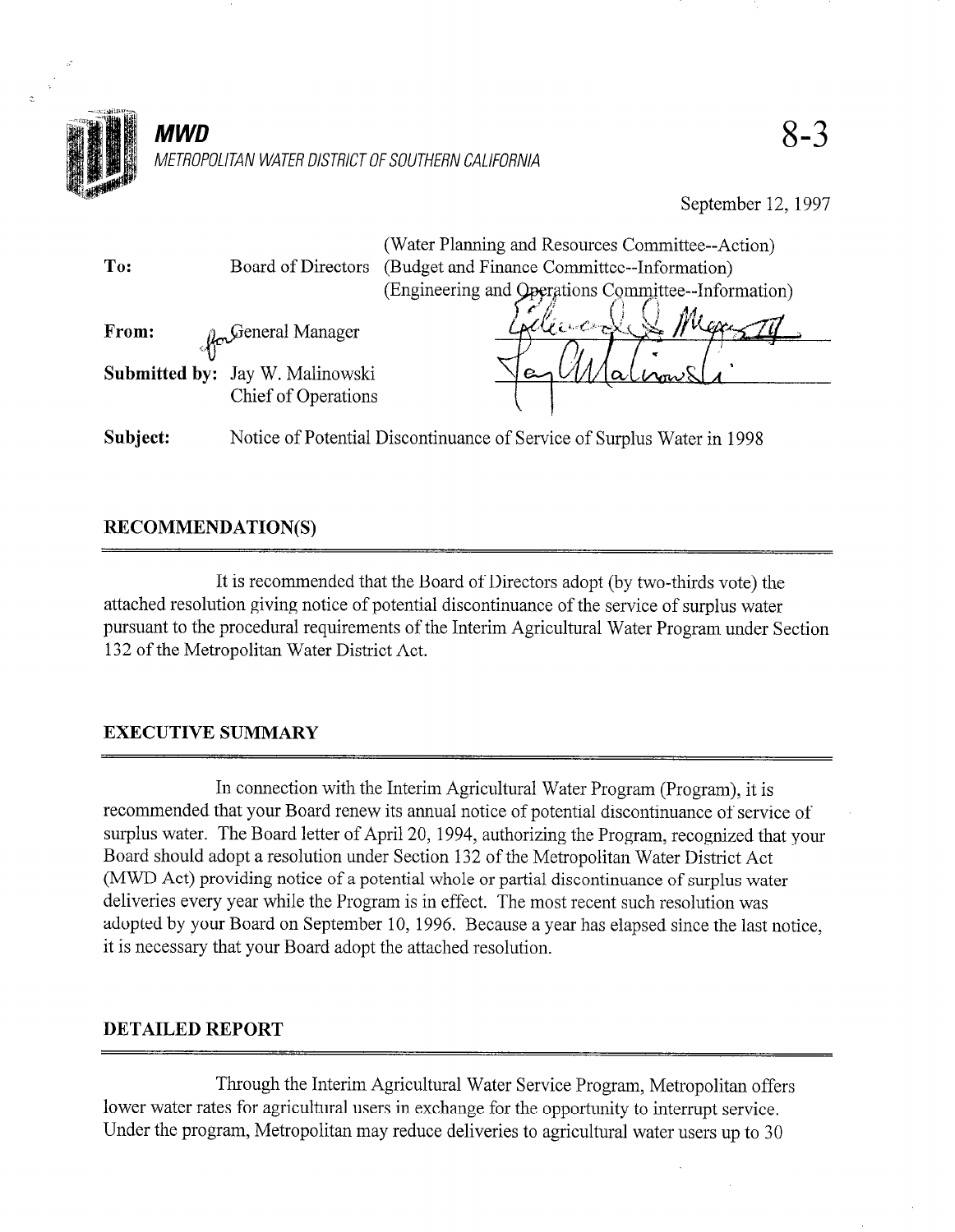**MWD**

*METROPOLITAN WATER DISTRICT OF SOUTHERN CALIFORNIA*

8-3

September 12, 1997

| | | |
|---|---|---|
| **To:** | Board of Directors | (Water Planning and Resources Committee--Action)<br>(Budget and Finance Committee--Information)<br>(Engineering and Operations Committee--Information) |
| **From:** | for General Manager | |
| **Submitted by:** | Jay W. Malinowski<br>Chief of Operations | |
| **Subject:** | Notice of Potential Discontinuance of Service of Surplus Water in 1998 | |

## RECOMMENDATION(S)

It is recommended that the Board of Directors adopt (by two-thirds vote) the attached resolution giving notice of potential discontinuance of the service of surplus water pursuant to the procedural requirements of the Interim Agricultural Water Program under Section 132 of the Metropolitan Water District Act.

## EXECUTIVE SUMMARY

In connection with the Interim Agricultural Water Program (Program), it is recommended that your Board renew its annual notice of potential discontinuance of service of surplus water. The Board letter of April 20, 1994, authorizing the Program, recognized that your Board should adopt a resolution under Section 132 of the Metropolitan Water District Act (MWD Act) providing notice of a potential whole or partial discontinuance of surplus water deliveries every year while the Program is in effect. The most recent such resolution was adopted by your Board on September 10, 1996. Because a year has elapsed since the last notice, it is necessary that your Board adopt the attached resolution.

## DETAILED REPORT

Through the Interim Agricultural Water Service Program, Metropolitan offers lower water rates for agricultural users in exchange for the opportunity to interrupt service. Under the program, Metropolitan may reduce deliveries to agricultural water users up to 30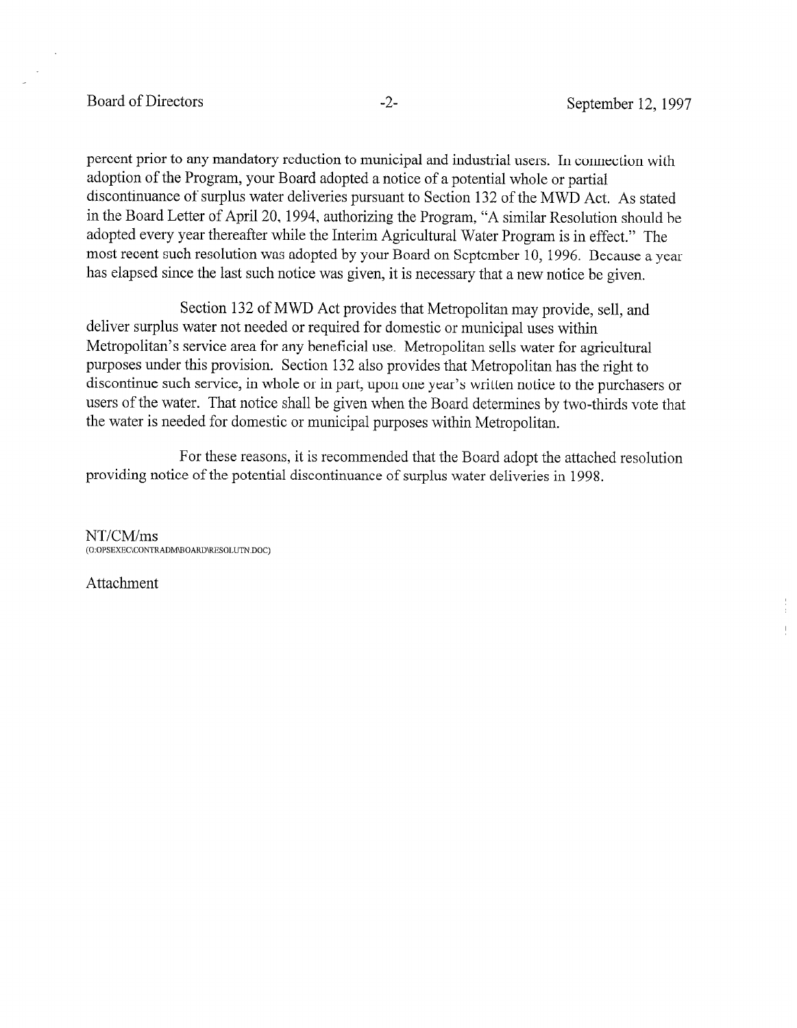percent prior to any mandatory reduction to municipal and industrial users. In connection with adoption of the Program, your Board adopted a notice of a potential whole or partial discontinuance of surplus water deliveries pursuant to Section 132 of the MWD Act. As stated in the Board Letter of April 20, 1994, authorizing the Program, "A similar Resolution should be adopted every year thereafter while the Interim Agricultural Water Program is in effect." The most recent such resolution was adopted by your Board on September 10, 1996. Because a year has elapsed since the last such notice was given, it is necessary that a new notice be given.

Section 132 of MWD Act provides that Metropolitan may provide, sell, and deliver surplus water not needed or required for domestic or municipal uses within Metropolitan's service area for any beneficial use. Metropolitan sells water for agricultural purposes under this provision. Section 132 also provides that Metropolitan has the right to discontinue such service, in whole or in part, upon one year's written notice to the purchasers or users of the water. That notice shall be given when the Board determines by two-thirds vote that the water is needed for domestic or municipal purposes within Metropolitan.

For these reasons, it is recommended that the Board adopt the attached resolution providing notice of the potential discontinuance of surplus water deliveries in 1998.

NT/CM/ms
(O:OPSEXEC\CONTRADM\BOARD\RESOLUTN.DOC)

Attachment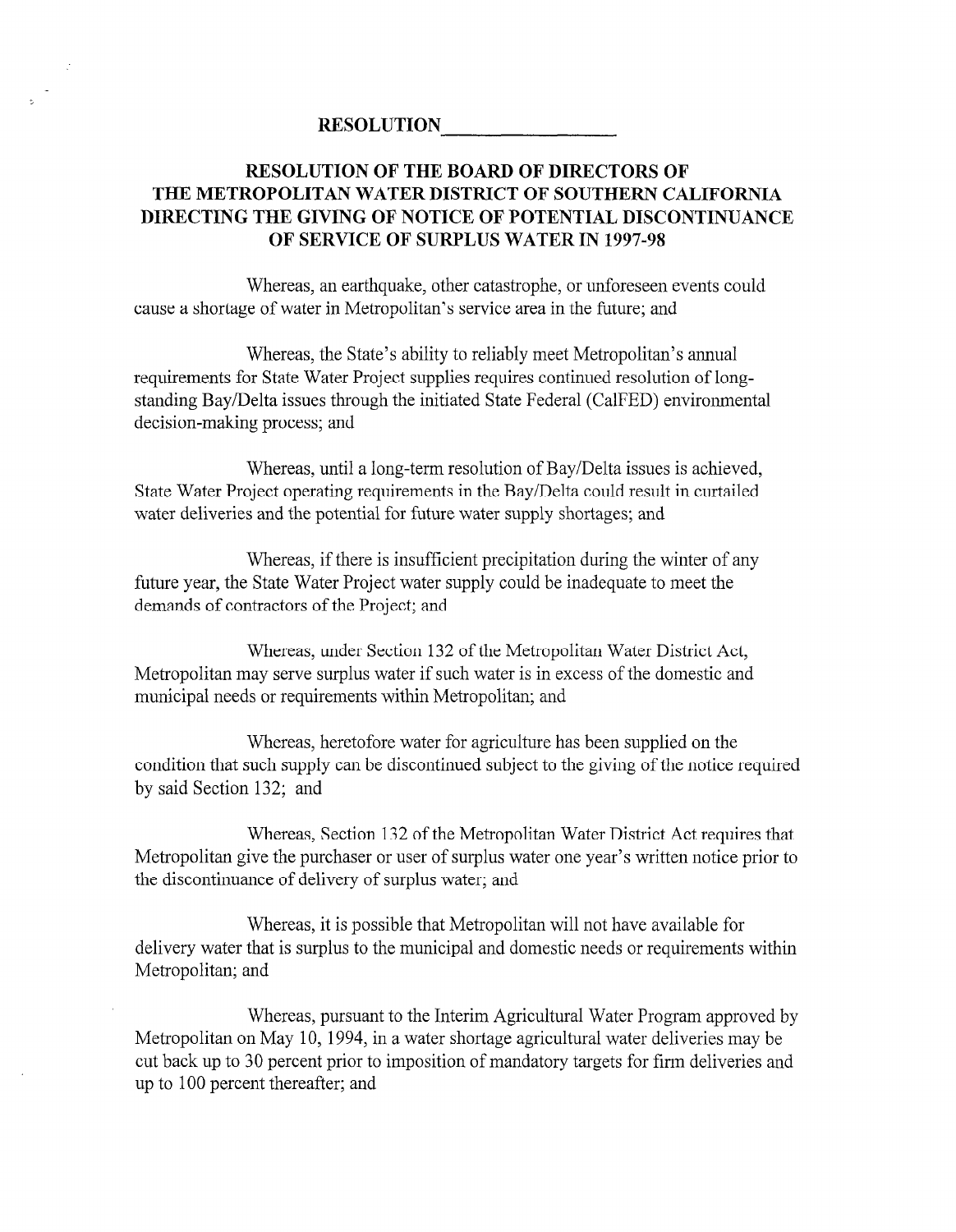**RESOLUTION\_\_\_\_\_\_\_\_\_\_\_\_\_\_\_\_\_**

## RESOLUTION OF THE BOARD OF DIRECTORS OF THE METROPOLITAN WATER DISTRICT OF SOUTHERN CALIFORNIA DIRECTING THE GIVING OF NOTICE OF POTENTIAL DISCONTINUANCE OF SERVICE OF SURPLUS WATER IN 1997-98

Whereas, an earthquake, other catastrophe, or unforeseen events could cause a shortage of water in Metropolitan's service area in the future; and

Whereas, the State's ability to reliably meet Metropolitan's annual requirements for State Water Project supplies requires continued resolution of long-standing Bay/Delta issues through the initiated State Federal (CalFED) environmental decision-making process; and

Whereas, until a long-term resolution of Bay/Delta issues is achieved, State Water Project operating requirements in the Bay/Delta could result in curtailed water deliveries and the potential for future water supply shortages; and

Whereas, if there is insufficient precipitation during the winter of any future year, the State Water Project water supply could be inadequate to meet the demands of contractors of the Project; and

Whereas, under Section 132 of the Metropolitan Water District Act, Metropolitan may serve surplus water if such water is in excess of the domestic and municipal needs or requirements within Metropolitan; and

Whereas, heretofore water for agriculture has been supplied on the condition that such supply can be discontinued subject to the giving of the notice required by said Section 132; and

Whereas, Section 132 of the Metropolitan Water District Act requires that Metropolitan give the purchaser or user of surplus water one year's written notice prior to the discontinuance of delivery of surplus water; and

Whereas, it is possible that Metropolitan will not have available for delivery water that is surplus to the municipal and domestic needs or requirements within Metropolitan; and

Whereas, pursuant to the Interim Agricultural Water Program approved by Metropolitan on May 10, 1994, in a water shortage agricultural water deliveries may be cut back up to 30 percent prior to imposition of mandatory targets for firm deliveries and up to 100 percent thereafter; and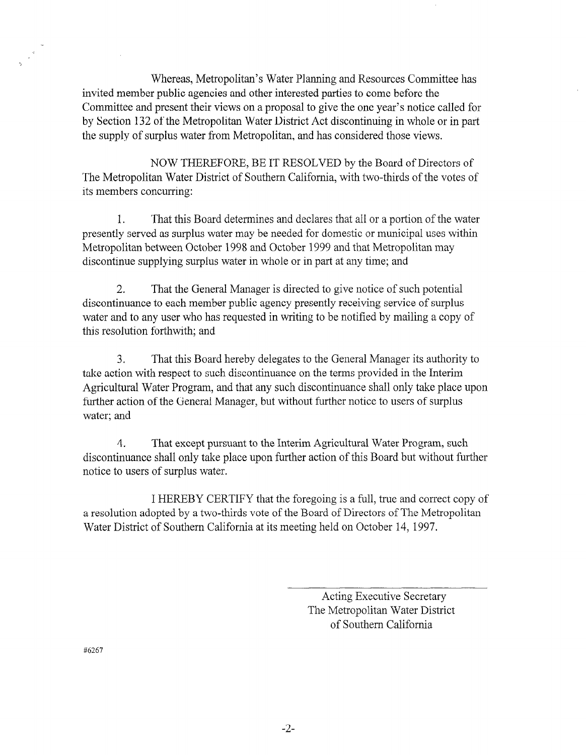Whereas, Metropolitan's Water Planning and Resources Committee has invited member public agencies and other interested parties to come before the Committee and present their views on a proposal to give the one year's notice called for by Section 132 of the Metropolitan Water District Act discontinuing in whole or in part the supply of surplus water from Metropolitan, and has considered those views.

NOW THEREFORE, BE IT RESOLVED by the Board of Directors of The Metropolitan Water District of Southern California, with two-thirds of the votes of its members concurring:

1. That this Board determines and declares that all or a portion of the water presently served as surplus water may be needed for domestic or municipal uses within Metropolitan between October 1998 and October 1999 and that Metropolitan may discontinue supplying surplus water in whole or in part at any time; and

2. That the General Manager is directed to give notice of such potential discontinuance to each member public agency presently receiving service of surplus water and to any user who has requested in writing to be notified by mailing a copy of this resolution forthwith; and

3. That this Board hereby delegates to the General Manager its authority to take action with respect to such discontinuance on the terms provided in the Interim Agricultural Water Program, and that any such discontinuance shall only take place upon further action of the General Manager, but without further notice to users of surplus water; and

4. That except pursuant to the Interim Agricultural Water Program, such discontinuance shall only take place upon further action of this Board but without further notice to users of surplus water.

I HEREBY CERTIFY that the foregoing is a full, true and correct copy of a resolution adopted by a two-thirds vote of the Board of Directors of The Metropolitan Water District of Southern California at its meeting held on October 14, 1997.

Acting Executive Secretary
The Metropolitan Water District
of Southern California

#6267